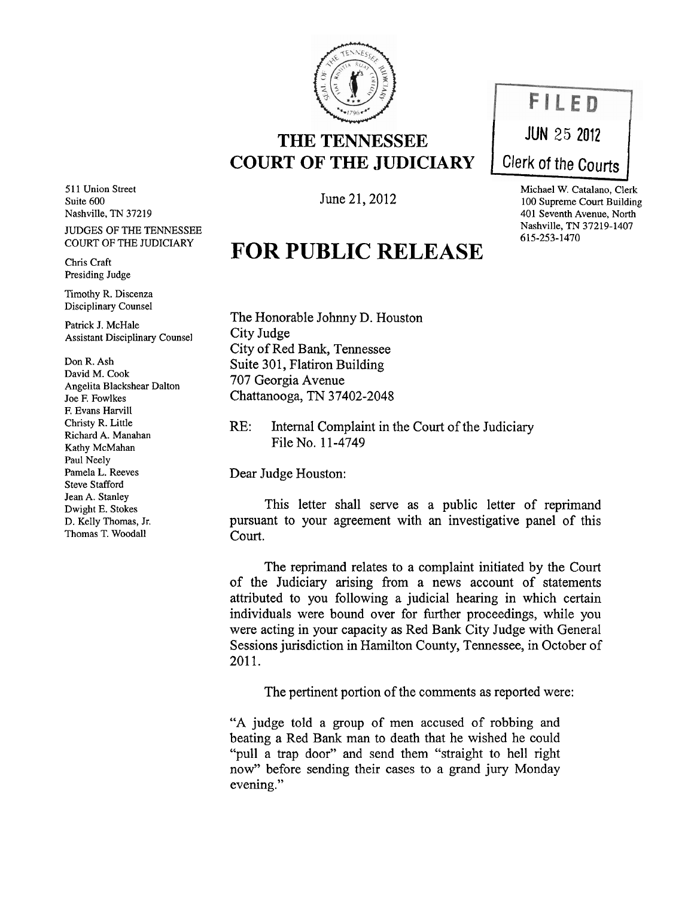# THE TENNESSEE COURT OF THE JUDICIARY

**FILED**
**JUN 25 2012**
**Clerk of the Courts**

511 Union Street
Suite 600
Nashville, TN 37219

June 21, 2012

Michael W. Catalano, Clerk
100 Supreme Court Building
401 Seventh Avenue, North
Nashville, TN 37219-1407
615-253-1470

JUDGES OF THE TENNESSEE COURT OF THE JUDICIARY

Chris Craft
Presiding Judge

Timothy R. Discenza
Disciplinary Counsel

Patrick J. McHale
Assistant Disciplinary Counsel

Don R. Ash
David M. Cook
Angelita Blackshear Dalton
Joe F. Fowlkes
F. Evans Harvill
Christy R. Little
Richard A. Manahan
Kathy McMahan
Paul Neely
Pamela L. Reeves
Steve Stafford
Jean A. Stanley
Dwight E. Stokes
D. Kelly Thomas, Jr.
Thomas T. Woodall

## FOR PUBLIC RELEASE

The Honorable Johnny D. Houston
City Judge
City of Red Bank, Tennessee
Suite 301, Flatiron Building
707 Georgia Avenue
Chattanooga, TN 37402-2048

RE: Internal Complaint in the Court of the Judiciary
File No. 11-4749

Dear Judge Houston:

This letter shall serve as a public letter of reprimand pursuant to your agreement with an investigative panel of this Court.

The reprimand relates to a complaint initiated by the Court of the Judiciary arising from a news account of statements attributed to you following a judicial hearing in which certain individuals were bound over for further proceedings, while you were acting in your capacity as Red Bank City Judge with General Sessions jurisdiction in Hamilton County, Tennessee, in October of 2011.

The pertinent portion of the comments as reported were:

"A judge told a group of men accused of robbing and beating a Red Bank man to death that he wished he could "pull a trap door" and send them "straight to hell right now" before sending their cases to a grand jury Monday evening."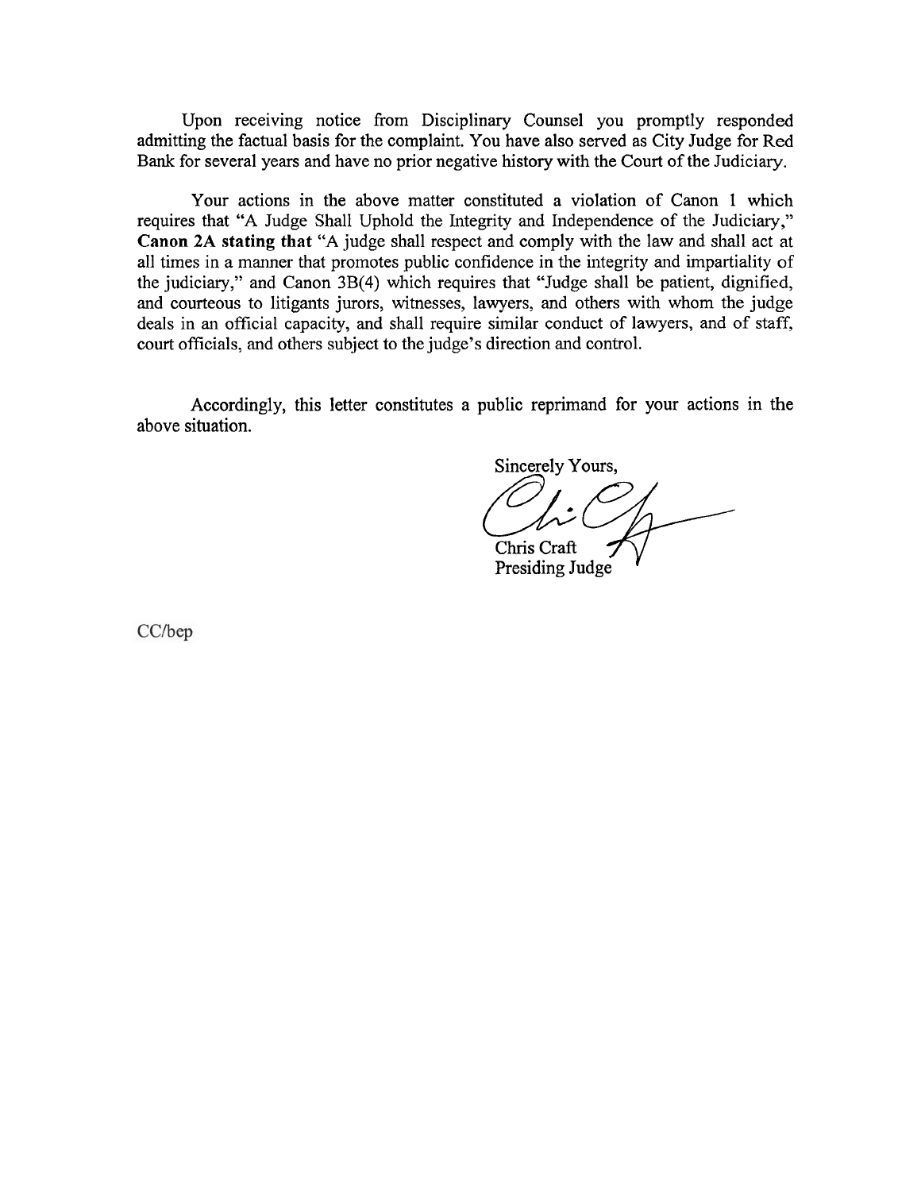Upon receiving notice from Disciplinary Counsel you promptly responded admitting the factual basis for the complaint. You have also served as City Judge for Red Bank for several years and have no prior negative history with the Court of the Judiciary.

Your actions in the above matter constituted a violation of Canon 1 which requires that "A Judge Shall Uphold the Integrity and Independence of the Judiciary," **Canon 2A stating that** "A judge shall respect and comply with the law and shall act at all times in a manner that promotes public confidence in the integrity and impartiality of the judiciary," and Canon 3B(4) which requires that "Judge shall be patient, dignified, and courteous to litigants jurors, witnesses, lawyers, and others with whom the judge deals in an official capacity, and shall require similar conduct of lawyers, and of staff, court officials, and others subject to the judge's direction and control.

Accordingly, this letter constitutes a public reprimand for your actions in the above situation.

Sincerely Yours,

Chris Craft
Presiding Judge

CC/bep